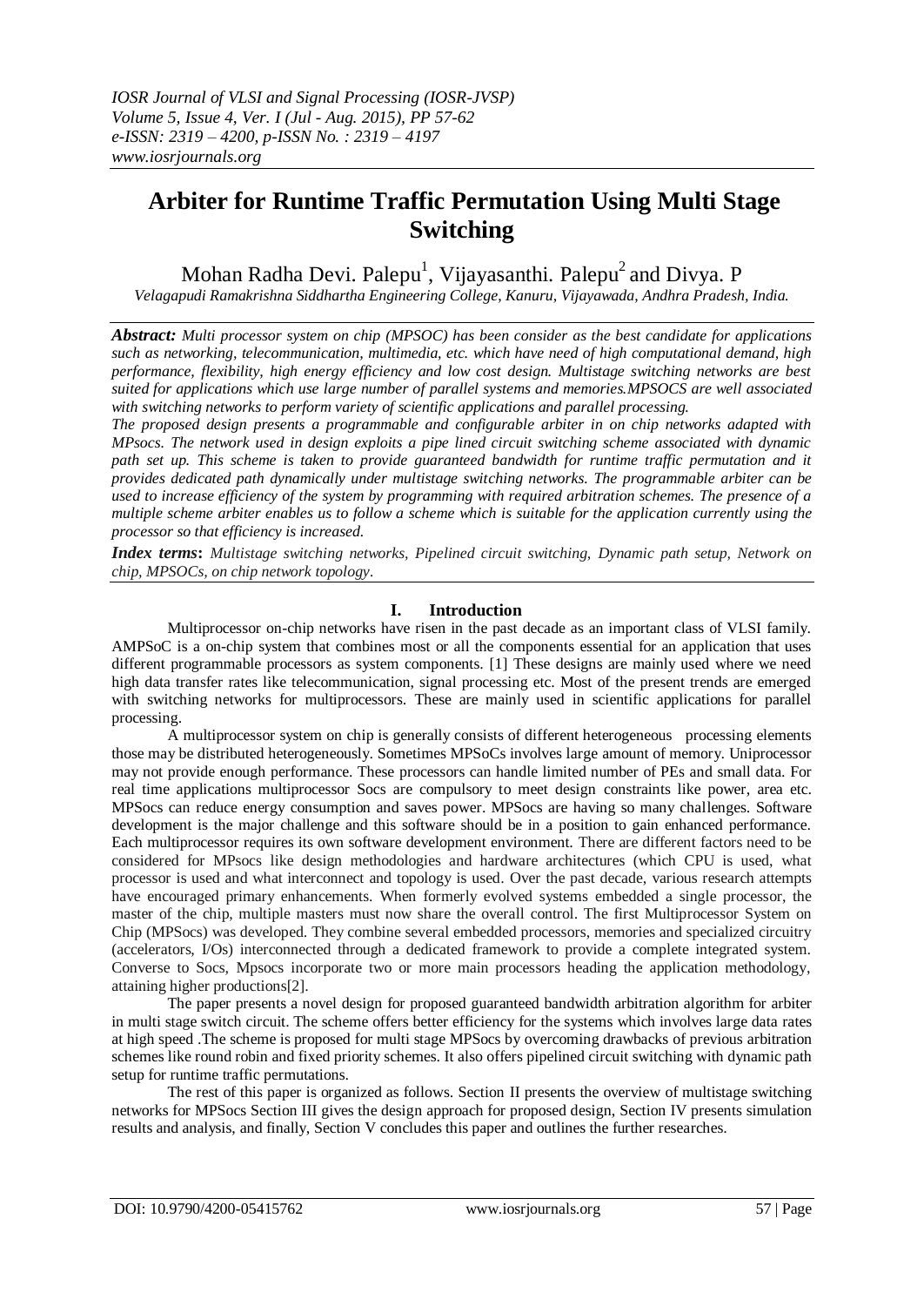# Arbiter for Runtime Traffic Permutation Using Multi Stage Switching

Mohan Radha Devi. Palepu[1], Vijayasanthi. Palepu[2] and Divya. P

*Velagapudi Ramakrishna Siddhartha Engineering College, Kanuru, Vijayawada, Andhra Pradesh, India.*

***Abstract:*** *Multi processor system on chip (MPSOC) has been consider as the best candidate for applications such as networking, telecommunication, multimedia, etc. which have need of high computational demand, high performance, flexibility, high energy efficiency and low cost design. Multistage switching networks are best suited for applications which use large number of parallel systems and memories.MPSOCS are well associated with switching networks to perform variety of scientific applications and parallel processing.*

*The proposed design presents a programmable and configurable arbiter in on chip networks adapted with MPsocs. The network used in design exploits a pipe lined circuit switching scheme associated with dynamic path set up. This scheme is taken to provide guaranteed bandwidth for runtime traffic permutation and it provides dedicated path dynamically under multistage switching networks. The programmable arbiter can be used to increase efficiency of the system by programming with required arbitration schemes. The presence of a multiple scheme arbiter enables us to follow a scheme which is suitable for the application currently using the processor so that efficiency is increased.*

***Index terms*****:** *Multistage switching networks, Pipelined circuit switching, Dynamic path setup, Network on chip, MPSOCs, on chip network topology.*

## I. Introduction

Multiprocessor on-chip networks have risen in the past decade as an important class of VLSI family. AMPSoC is a on-chip system that combines most or all the components essential for an application that uses different programmable processors as system components. [1] These designs are mainly used where we need high data transfer rates like telecommunication, signal processing etc. Most of the present trends are emerged with switching networks for multiprocessors. These are mainly used in scientific applications for parallel processing.

A multiprocessor system on chip is generally consists of different heterogeneous processing elements those may be distributed heterogeneously. Sometimes MPSoCs involves large amount of memory. Uniprocessor may not provide enough performance. These processors can handle limited number of PEs and small data. For real time applications multiprocessor Socs are compulsory to meet design constraints like power, area etc. MPSocs can reduce energy consumption and saves power. MPSocs are having so many challenges. Software development is the major challenge and this software should be in a position to gain enhanced performance. Each multiprocessor requires its own software development environment. There are different factors need to be considered for MPsocs like design methodologies and hardware architectures (which CPU is used, what processor is used and what interconnect and topology is used. Over the past decade, various research attempts have encouraged primary enhancements. When formerly evolved systems embedded a single processor, the master of the chip, multiple masters must now share the overall control. The first Multiprocessor System on Chip (MPSocs) was developed. They combine several embedded processors, memories and specialized circuitry (accelerators, I/Os) interconnected through a dedicated framework to provide a complete integrated system. Converse to Socs, Mpsocs incorporate two or more main processors heading the application methodology, attaining higher productions[2].

The paper presents a novel design for proposed guaranteed bandwidth arbitration algorithm for arbiter in multi stage switch circuit. The scheme offers better efficiency for the systems which involves large data rates at high speed .The scheme is proposed for multi stage MPSocs by overcoming drawbacks of previous arbitration schemes like round robin and fixed priority schemes. It also offers pipelined circuit switching with dynamic path setup for runtime traffic permutations.

The rest of this paper is organized as follows. Section II presents the overview of multistage switching networks for MPSocs Section III gives the design approach for proposed design, Section IV presents simulation results and analysis, and finally, Section V concludes this paper and outlines the further researches.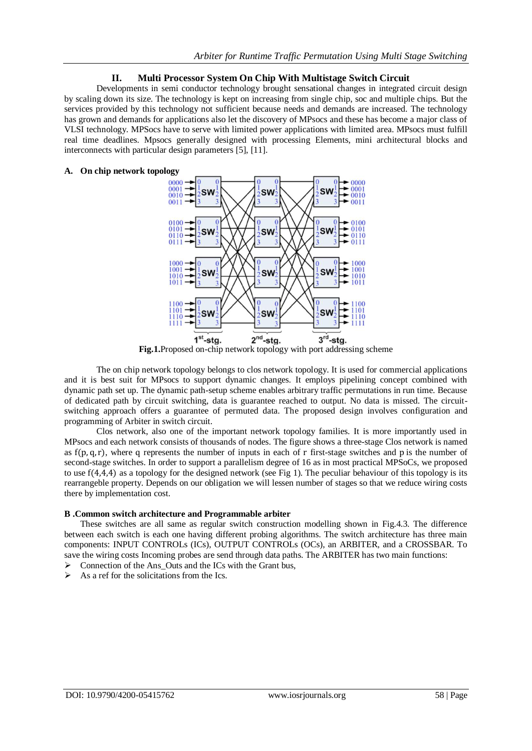## II. Multi Processor System On Chip With Multistage Switch Circuit

Developments in semi conductor technology brought sensational changes in integrated circuit design by scaling down its size. The technology is kept on increasing from single chip, soc and multiple chips. But the services provided by this technology not sufficient because needs and demands are increased. The technology has grown and demands for applications also let the discovery of MPsocs and these has become a major class of VLSI technology. MPSocs have to serve with limited power applications with limited area. MPsocs must fulfill real time deadlines. Mpsocs generally designed with processing Elements, mini architectural blocks and interconnects with particular design parameters [5], [11].

### A. On chip network topology

**Fig.1.**Proposed on-chip network topology with port addressing scheme

The on chip network topology belongs to clos network topology. It is used for commercial applications and it is best suit for MPsocs to support dynamic changes. It employs pipelining concept combined with dynamic path set up. The dynamic path-setup scheme enables arbitrary traffic permutations in run time. Because of dedicated path by circuit switching, data is guarantee reached to output. No data is missed. The circuit-switching approach offers a guarantee of permuted data. The proposed design involves configuration and programming of Arbiter in switch circuit.

Clos network, also one of the important network topology families. It is more importantly used in MPsocs and each network consists of thousands of nodes. The figure shows a three-stage Clos network is named as $f(p, q, r)$, where q represents the number of inputs in each of r first-stage switches and p is the number of second-stage switches. In order to support a parallelism degree of 16 as in most practical MPSoCs, we proposed to use $f(4,4,4)$ as a topology for the designed network (see Fig 1). The peculiar behaviour of this topology is its rearrangeble property. Depends on our obligation we will lessen number of stages so that we reduce wiring costs there by implementation cost.

### B .Common switch architecture and Programmable arbiter

These switches are all same as regular switch construction modelling shown in Fig.4.3. The difference between each switch is each one having different probing algorithms. The switch architecture has three main components: INPUT CONTROLs (ICs), OUTPUT CONTROLs (OCs), an ARBITER, and a CROSSBAR. To save the wiring costs Incoming probes are send through data paths. The ARBITER has two main functions:

- Connection of the Ans_Outs and the ICs with the Grant bus,
- As a ref for the solicitations from the Ics.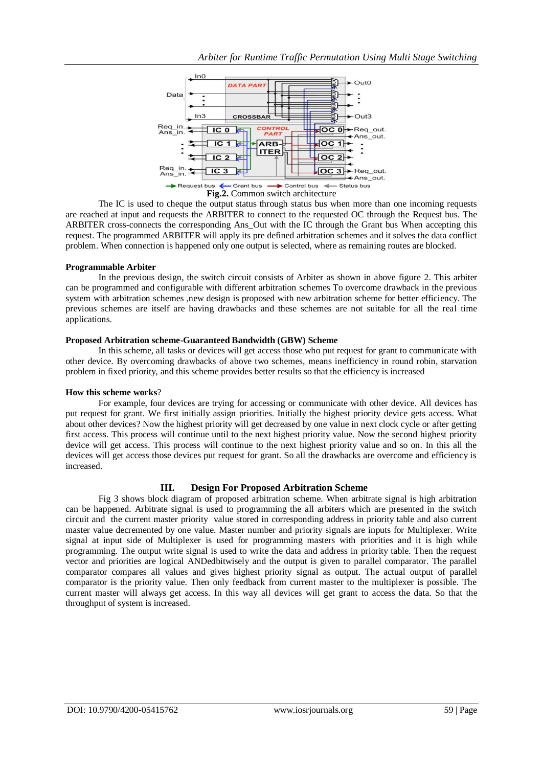**Fig.2.** Common switch architecture

The IC is used to cheque the output status through status bus when more than one incoming requests are reached at input and requests the ARBITER to connect to the requested OC through the Request bus. The ARBITER cross-connects the corresponding Ans_Out with the IC through the Grant bus When accepting this request. The programmed ARBITER will apply its pre defined arbitration schemes and it solves the data conflict problem. When connection is happened only one output is selected, where as remaining routes are blocked.

**Programmable Arbiter**

In the previous design, the switch circuit consists of Arbiter as shown in above figure 2. This arbiter can be programmed and configurable with different arbitration schemes To overcome drawback in the previous system with arbitration schemes ,new design is proposed with new arbitration scheme for better efficiency. The previous schemes are itself are having drawbacks and these schemes are not suitable for all the real time applications.

**Proposed Arbitration scheme-Guaranteed Bandwidth (GBW) Scheme**

In this scheme, all tasks or devices will get access those who put request for grant to communicate with other device. By overcoming drawbacks of above two schemes, means inefficiency in round robin, starvation problem in fixed priority, and this scheme provides better results so that the efficiency is increased

**How this scheme works**?

For example, four devices are trying for accessing or communicate with other device. All devices has put request for grant. We first initially assign priorities. Initially the highest priority device gets access. What about other devices? Now the highest priority will get decreased by one value in next clock cycle or after getting first access. This process will continue until to the next highest priority value. Now the second highest priority device will get access. This process will continue to the next highest priority value and so on. In this all the devices will get access those devices put request for grant. So all the drawbacks are overcome and efficiency is increased.

## III. Design For Proposed Arbitration Scheme

Fig 3 shows block diagram of proposed arbitration scheme. When arbitrate signal is high arbitration can be happened. Arbitrate signal is used to programming the all arbiters which are presented in the switch circuit and the current master priority value stored in corresponding address in priority table and also current master value decremented by one value. Master number and priority signals are inputs for Multiplexer. Write signal at input side of Multiplexer is used for programming masters with priorities and it is high while programming. The output write signal is used to write the data and address in priority table. Then the request vector and priorities are logical ANDedbitwisely and the output is given to parallel comparator. The parallel comparator compares all values and gives highest priority signal as output. The actual output of parallel comparator is the priority value. Then only feedback from current master to the multiplexer is possible. The current master will always get access. In this way all devices will get grant to access the data. So that the throughput of system is increased.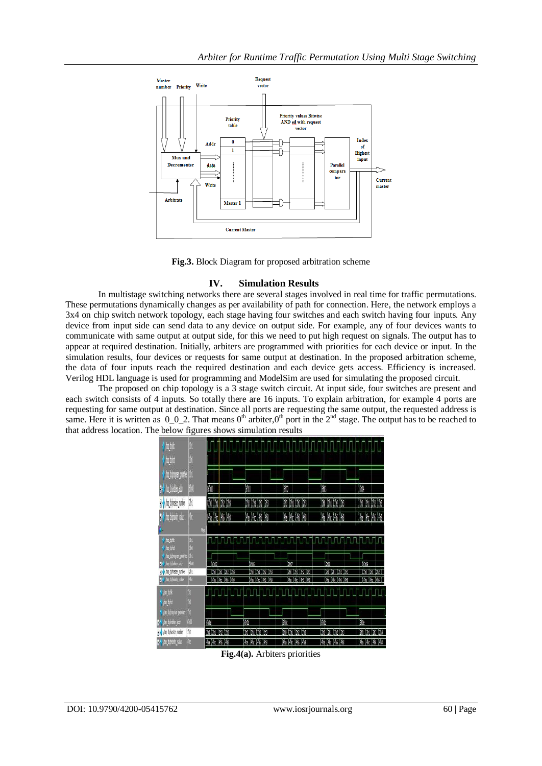**Fig.3.** Block Diagram for proposed arbitration scheme

## IV. Simulation Results

In multistage switching networks there are several stages involved in real time for traffic permutations. These permutations dynamically changes as per availability of path for connection. Here, the network employs a 3x4 on chip switch network topology, each stage having four switches and each switch having four inputs. Any device from input side can send data to any device on output side. For example, any of four devices wants to communicate with same output at output side, for this we need to put high request on signals. The output has to appear at required destination. Initially, arbiters are programmed with priorities for each device or input. In the simulation results, four devices or requests for same output at destination. In the proposed arbitration scheme, the data of four inputs reach the required destination and each device gets access. Efficiency is increased. Verilog HDL language is used for programming and ModelSim are used for simulating the proposed circuit.

The proposed on chip topology is a 3 stage switch circuit. At input side, four switches are present and each switch consists of 4 inputs. So totally there are 16 inputs. To explain arbitration, for example 4 ports are requesting for same output at destination. Since all ports are requesting the same output, the requested address is same. Here it is written as 0_0_2. That means $0^{th}$ arbiter,$0^{th}$ port in the $2^{nd}$ stage. The output has to be reached to that address location. The below figures shows simulation results

**Fig.4(a).** Arbiters priorities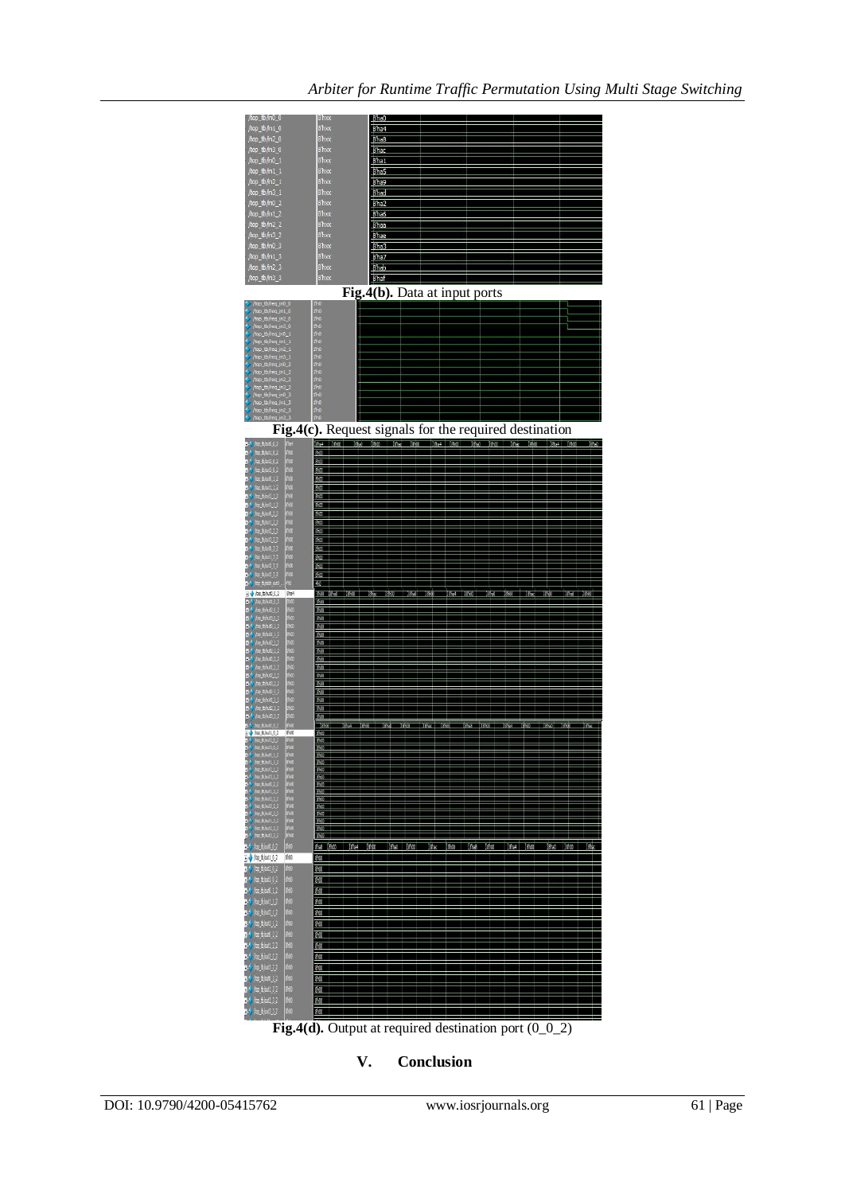Fig.4(b). Data at input ports

Fig.4(c). Request signals for the required destination

Fig.4(d). Output at required destination port (0_0_2)

## V. Conclusion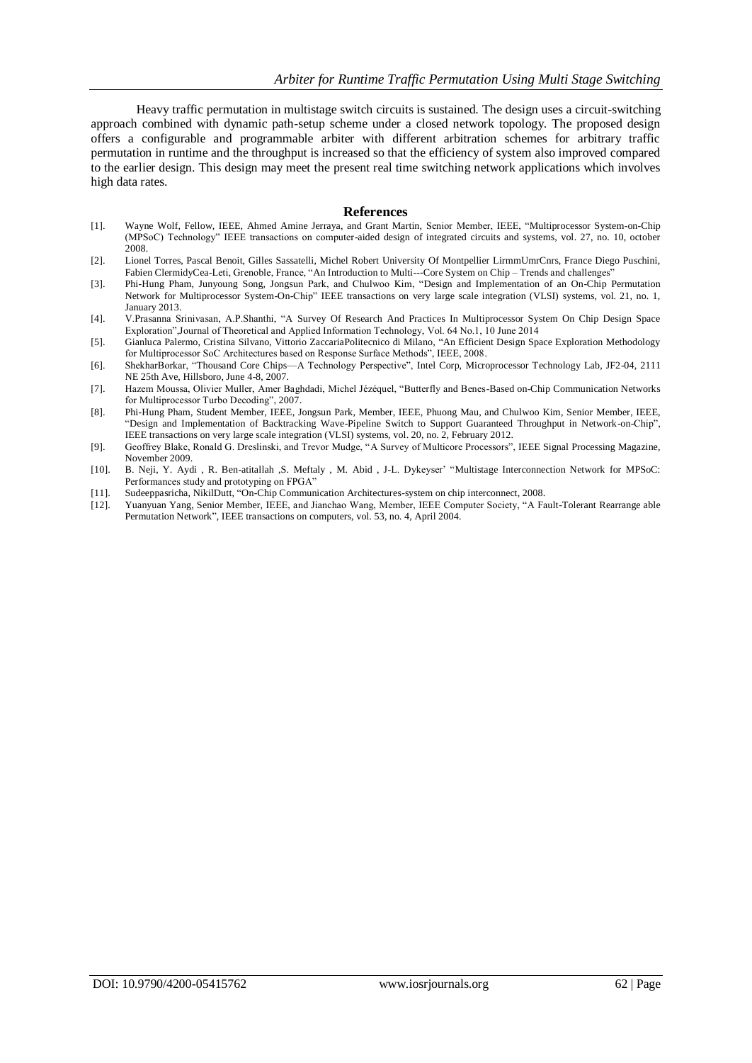Heavy traffic permutation in multistage switch circuits is sustained. The design uses a circuit-switching approach combined with dynamic path-setup scheme under a closed network topology. The proposed design offers a configurable and programmable arbiter with different arbitration schemes for arbitrary traffic permutation in runtime and the throughput is increased so that the efficiency of system also improved compared to the earlier design. This design may meet the present real time switching network applications which involves high data rates.

## References

[1]. Wayne Wolf, Fellow, IEEE, Ahmed Amine Jerraya, and Grant Martin, Senior Member, IEEE, "Multiprocessor System-on-Chip (MPSoC) Technology" IEEE transactions on computer-aided design of integrated circuits and systems, vol. 27, no. 10, october 2008.

[2]. Lionel Torres, Pascal Benoit, Gilles Sassatelli, Michel Robert University Of Montpellier LirmmUmrCnrs, France Diego Puschini, Fabien ClermidyCea-Leti, Grenoble, France, "An Introduction to Multi---Core System on Chip – Trends and challenges"

[3]. Phi-Hung Pham, Junyoung Song, Jongsun Park, and Chulwoo Kim, "Design and Implementation of an On-Chip Permutation Network for Multiprocessor System-On-Chip" IEEE transactions on very large scale integration (VLSI) systems, vol. 21, no. 1, January 2013.

[4]. V.Prasanna Srinivasan, A.P.Shanthi, "A Survey Of Research And Practices In Multiprocessor System On Chip Design Space Exploration",Journal of Theoretical and Applied Information Technology, Vol. 64 No.1, 10 June 2014

[5]. Gianluca Palermo, Cristina Silvano, Vittorio ZaccariaPolitecnico di Milano, "An Efficient Design Space Exploration Methodology for Multiprocessor SoC Architectures based on Response Surface Methods", IEEE, 2008.

[6]. ShekharBorkar, "Thousand Core Chips—A Technology Perspective", Intel Corp, Microprocessor Technology Lab, JF2-04, 2111 NE 25th Ave, Hillsboro, June 4-8, 2007.

[7]. Hazem Moussa, Olivier Muller, Amer Baghdadi, Michel Jézéquel, "Butterfly and Benes-Based on-Chip Communication Networks for Multiprocessor Turbo Decoding", 2007.

[8]. Phi-Hung Pham, Student Member, IEEE, Jongsun Park, Member, IEEE, Phuong Mau, and Chulwoo Kim, Senior Member, IEEE, "Design and Implementation of Backtracking Wave-Pipeline Switch to Support Guaranteed Throughput in Network-on-Chip", IEEE transactions on very large scale integration (VLSI) systems, vol. 20, no. 2, February 2012.

[9]. Geoffrey Blake, Ronald G. Dreslinski, and Trevor Mudge, "A Survey of Multicore Processors", IEEE Signal Processing Magazine, November 2009.

[10]. B. Neji, Y. Aydi , R. Ben-atitallah ,S. Meftaly , M. Abid , J-L. Dykeyser' "Multistage Interconnection Network for MPSoC: Performances study and prototyping on FPGA"

[11]. Sudeeppasricha, NikilDutt, "On-Chip Communication Architectures-system on chip interconnect, 2008.

[12]. Yuanyuan Yang, Senior Member, IEEE, and Jianchao Wang, Member, IEEE Computer Society, "A Fault-Tolerant Rearrange able Permutation Network", IEEE transactions on computers, vol. 53, no. 4, April 2004.